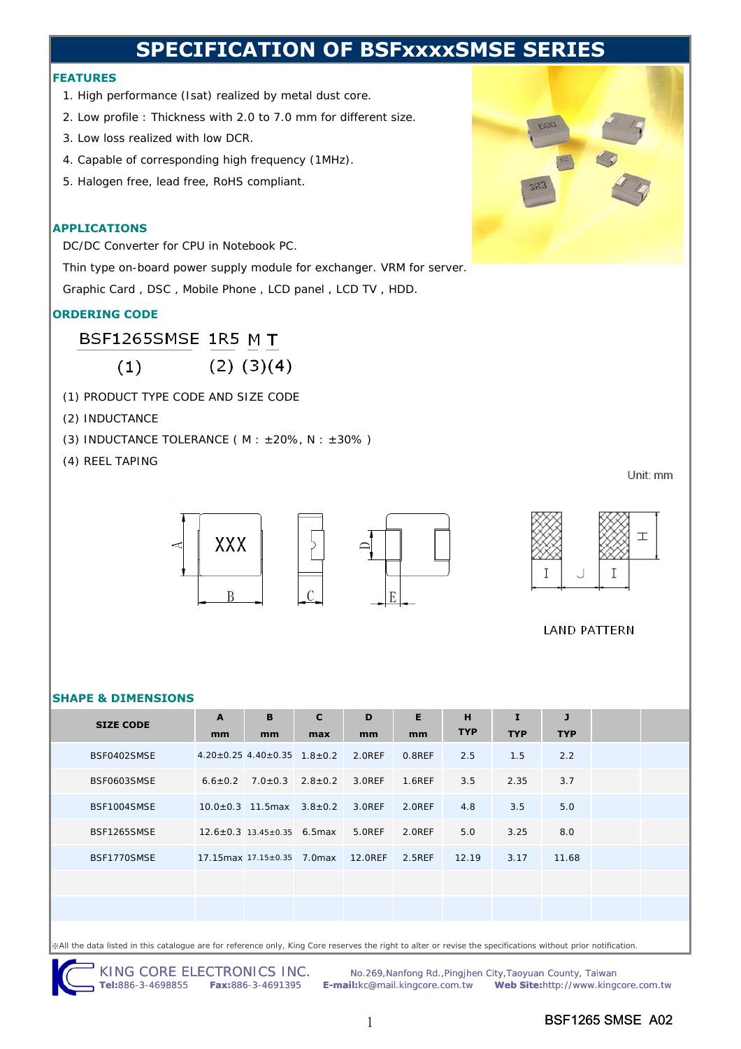# SPECIFICATION OF BSFxxxxSMSE SERIES

## FEATURES

1. High performance (Isat) realized by metal dust core.
2. Low profile : Thickness with 2.0 to 7.0 mm for different size.
3. Low loss realized with low DCR.
4. Capable of corresponding high frequency (1MHz).
5. Halogen free, lead free, RoHS compliant.

## APPLICATIONS

DC/DC Converter for CPU in Notebook PC.

Thin type on-board power supply module for exchanger. VRM for server.

Graphic Card , DSC , Mobile Phone , LCD panel , LCD TV , HDD.

## ORDERING CODE

BSF1265SMSE 1R5 M T

(1) (2) (3)(4)

(1) PRODUCT TYPE CODE AND SIZE CODE

(2) INDUCTANCE

(3) INDUCTANCE TOLERANCE ( M : ±20%, N : ±30% )

(4) REEL TAPING

Unit: mm

LAND PATTERN

## SHAPE & DIMENSIONS

| SIZE CODE | A mm | B mm | C max | D mm | E mm | H TYP | I TYP | J TYP | | |
|---|---|---|---|---|---|---|---|---|---|---|
| BSF0402SMSE | 4.20±0.25 | 4.40±0.35 | 1.8±0.2 | 2.0REF | 0.8REF | 2.5 | 1.5 | 2.2 | | |
| BSF0603SMSE | 6.6±0.2 | 7.0±0.3 | 2.8±0.2 | 3.0REF | 1.6REF | 3.5 | 2.35 | 3.7 | | |
| BSF1004SMSE | 10.0±0.3 | 11.5max | 3.8±0.2 | 3.0REF | 2.0REF | 4.8 | 3.5 | 5.0 | | |
| BSF1265SMSE | 12.6±0.3 | 13.45±0.35 | 6.5max | 5.0REF | 2.0REF | 5.0 | 3.25 | 8.0 | | |
| BSF1770SMSE | 17.15max | 17.15±0.35 | 7.0max | 12.0REF | 2.5REF | 12.19 | 3.17 | 11.68 | | |
| | | | | | | | | | | |
| | | | | | | | | | | |

※All the data listed in this catalogue are for reference only, King Core reserves the right to alter or revise the specifications without prior notification.

KING CORE ELECTRONICS INC. No.269,Nanfong Rd.,Pingjhen City,Taoyuan County, Taiwan

**Tel:**886-3-4698855 **Fax:**886-3-4691395 **E-mail:**kc@mail.kingcore.com.tw **Web Site:**http://www.kingcore.com.tw

BSF1265 SMSE A02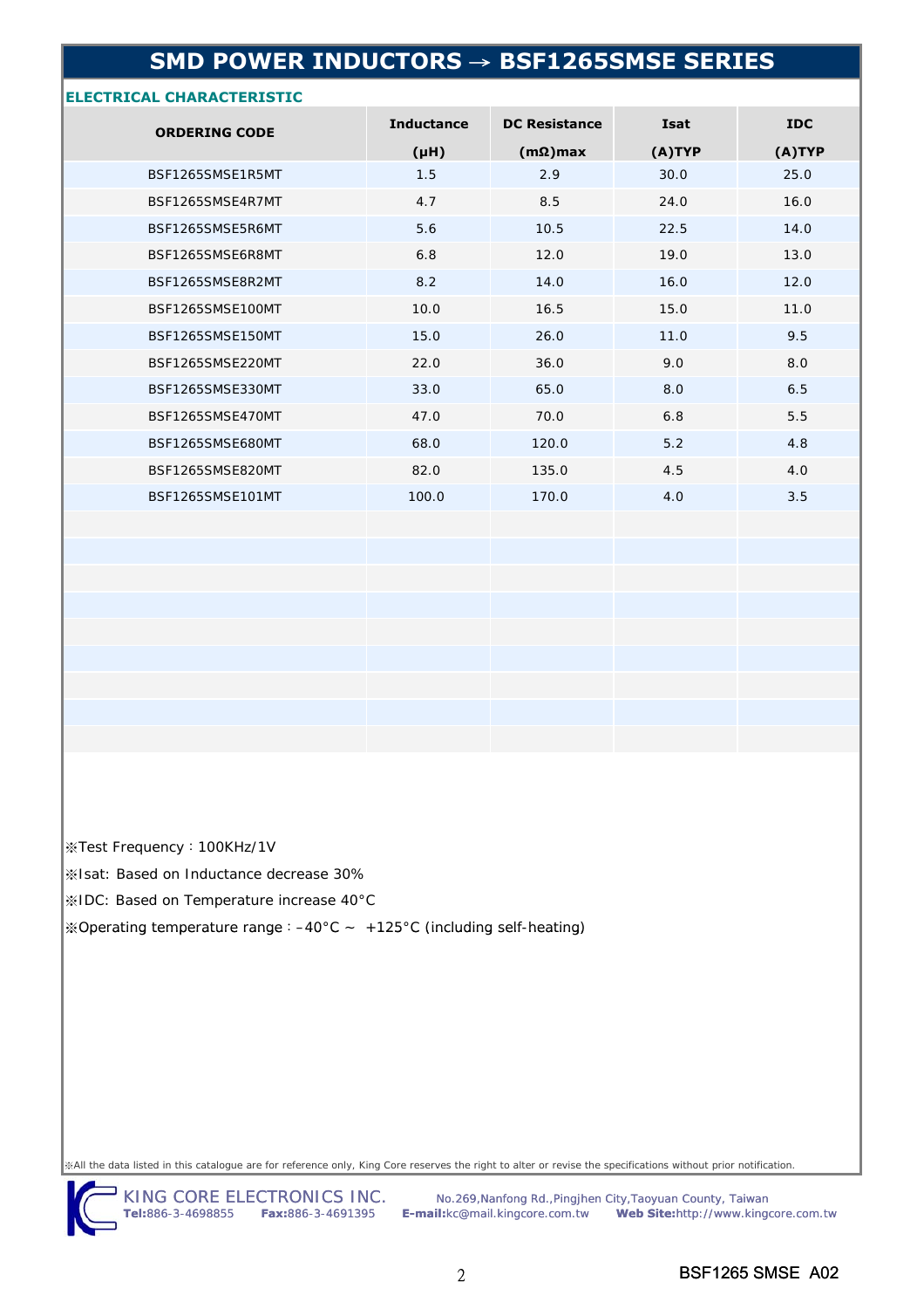# SMD POWER INDUCTORS → BSF1265SMSE SERIES

## ELECTRICAL CHARACTERISTIC

| ORDERING CODE | Inductance (μH) | DC Resistance (mΩ)max | Isat (A)TYP | IDC (A)TYP |
|---|---|---|---|---|
| BSF1265SMSE1R5MT | 1.5 | 2.9 | 30.0 | 25.0 |
| BSF1265SMSE4R7MT | 4.7 | 8.5 | 24.0 | 16.0 |
| BSF1265SMSE5R6MT | 5.6 | 10.5 | 22.5 | 14.0 |
| BSF1265SMSE6R8MT | 6.8 | 12.0 | 19.0 | 13.0 |
| BSF1265SMSE8R2MT | 8.2 | 14.0 | 16.0 | 12.0 |
| BSF1265SMSE100MT | 10.0 | 16.5 | 15.0 | 11.0 |
| BSF1265SMSE150MT | 15.0 | 26.0 | 11.0 | 9.5 |
| BSF1265SMSE220MT | 22.0 | 36.0 | 9.0 | 8.0 |
| BSF1265SMSE330MT | 33.0 | 65.0 | 8.0 | 6.5 |
| BSF1265SMSE470MT | 47.0 | 70.0 | 6.8 | 5.5 |
| BSF1265SMSE680MT | 68.0 | 120.0 | 5.2 | 4.8 |
| BSF1265SMSE820MT | 82.0 | 135.0 | 4.5 | 4.0 |
| BSF1265SMSE101MT | 100.0 | 170.0 | 4.0 | 3.5 |

※Test Frequency：100KHz/1V

※Isat: Based on Inductance decrease 30%

※IDC: Based on Temperature increase 40°C

※Operating temperature range：–40°C ~ +125°C (including self-heating)

※All the data listed in this catalogue are for reference only, King Core reserves the right to alter or revise the specifications without prior notification.

KING CORE ELECTRONICS INC. No.269,Nanfong Rd.,Pingjhen City,Taoyuan County, Taiwan
**Tel:**886-3-4698855 **Fax:**886-3-4691395 **E-mail:**kc@mail.kingcore.com.tw **Web Site:**http://www.kingcore.com.tw

BSF1265 SMSE A02